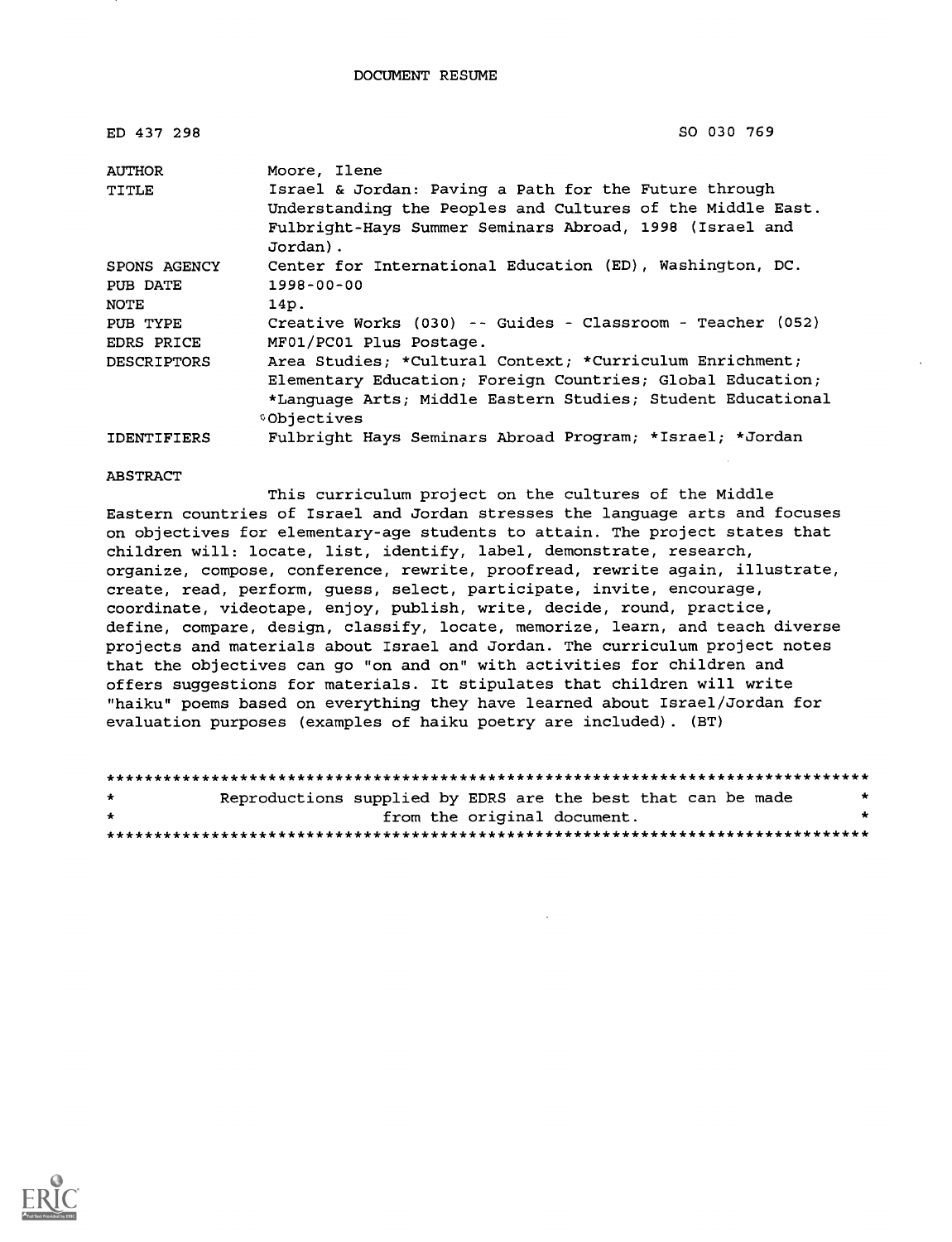DOCUMENT RESUME

| | |
|---|---|
| ED 437 298 | SO 030 769 |
| AUTHOR | Moore, Ilene |
| TITLE | Israel & Jordan: Paving a Path for the Future through Understanding the Peoples and Cultures of the Middle East. Fulbright-Hays Summer Seminars Abroad, 1998 (Israel and Jordan). |
| SPONS AGENCY | Center for International Education (ED), Washington, DC. |
| PUB DATE | 1998-00-00 |
| NOTE | 14p. |
| PUB TYPE | Creative Works (030) -- Guides - Classroom - Teacher (052) |
| EDRS PRICE | MF01/PC01 Plus Postage. |
| DESCRIPTORS | Area Studies; *Cultural Context; *Curriculum Enrichment; Elementary Education; Foreign Countries; Global Education; *Language Arts; Middle Eastern Studies; Student Educational Objectives |
| IDENTIFIERS | Fulbright Hays Seminars Abroad Program; *Israel; *Jordan |

ABSTRACT

This curriculum project on the cultures of the Middle Eastern countries of Israel and Jordan stresses the language arts and focuses on objectives for elementary-age students to attain. The project states that children will: locate, list, identify, label, demonstrate, research, organize, compose, conference, rewrite, proofread, rewrite again, illustrate, create, read, perform, guess, select, participate, invite, encourage, coordinate, videotape, enjoy, publish, write, decide, round, practice, define, compare, design, classify, locate, memorize, learn, and teach diverse projects and materials about Israel and Jordan. The curriculum project notes that the objectives can go "on and on" with activities for children and offers suggestions for materials. It stipulates that children will write "haiku" poems based on everything they have learned about Israel/Jordan for evaluation purposes (examples of haiku poetry are included). (BT)

Reproductions supplied by EDRS are the best that can be made from the original document.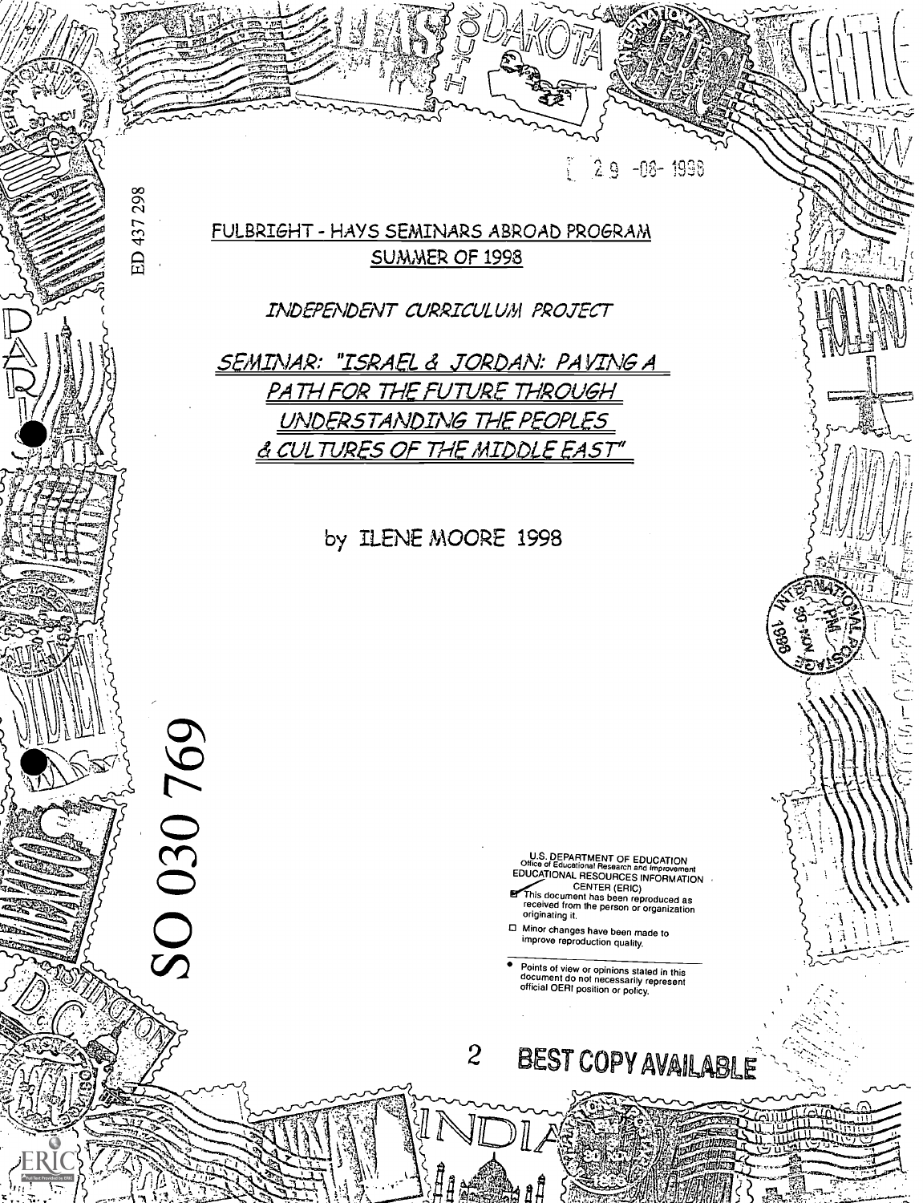ED 437 298

29 -08- 1998

# FULBRIGHT - HAYS SEMINARS ABROAD PROGRAM
## SUMMER OF 1998

*INDEPENDENT CURRICULUM PROJECT*

## *SEMINAR: "ISRAEL & JORDAN: PAVING A PATH FOR THE FUTURE THROUGH UNDERSTANDING THE PEOPLES & CULTURES OF THE MIDDLE EAST"*

by ILENE MOORE 1998

SO 030 769

U.S. DEPARTMENT OF EDUCATION
Office of Educational Research and Improvement
EDUCATIONAL RESOURCES INFORMATION CENTER (ERIC)

- [x] This document has been reproduced as received from the person or organization originating it.
- [ ] Minor changes have been made to improve reproduction quality.

- Points of view or opinions stated in this document do not necessarily represent official OERI position or policy.

BEST COPY AVAILABLE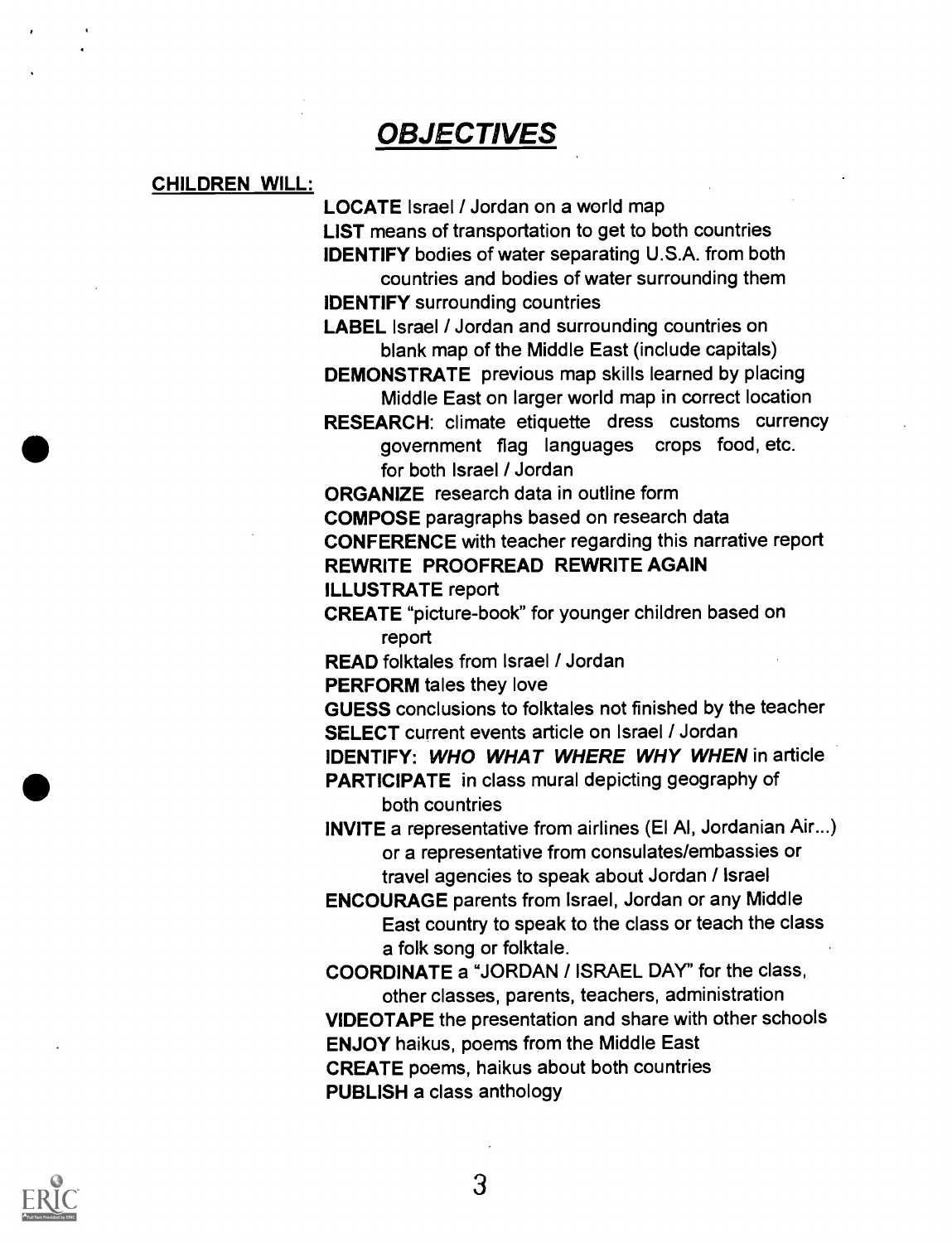# ***OBJECTIVES***

**CHILDREN WILL:**

**LOCATE** Israel / Jordan on a world map

**LIST** means of transportation to get to both countries

**IDENTIFY** bodies of water separating U.S.A. from both countries and bodies of water surrounding them

**IDENTIFY** surrounding countries

**LABEL** Israel / Jordan and surrounding countries on blank map of the Middle East (include capitals)

**DEMONSTRATE** previous map skills learned by placing Middle East on larger world map in correct location

**RESEARCH**: climate etiquette dress customs currency government flag languages crops food, etc. for both Israel / Jordan

**ORGANIZE** research data in outline form

**COMPOSE** paragraphs based on research data

**CONFERENCE** with teacher regarding this narrative report

**REWRITE PROOFREAD REWRITE AGAIN**

**ILLUSTRATE** report

**CREATE** "picture-book" for younger children based on report

**READ** folktales from Israel / Jordan

**PERFORM** tales they love

**GUESS** conclusions to folktales not finished by the teacher

**SELECT** current events article on Israel / Jordan

**IDENTIFY:** ***WHO WHAT WHERE WHY WHEN*** in article

**PARTICIPATE** in class mural depicting geography of both countries

**INVITE** a representative from airlines (El Al, Jordanian Air...) or a representative from consulates/embassies or travel agencies to speak about Jordan / Israel

**ENCOURAGE** parents from Israel, Jordan or any Middle East country to speak to the class or teach the class a folk song or folktale.

**COORDINATE** a "JORDAN / ISRAEL DAY" for the class, other classes, parents, teachers, administration

**VIDEOTAPE** the presentation and share with other schools

**ENJOY** haikus, poems from the Middle East

**CREATE** poems, haikus about both countries

**PUBLISH** a class anthology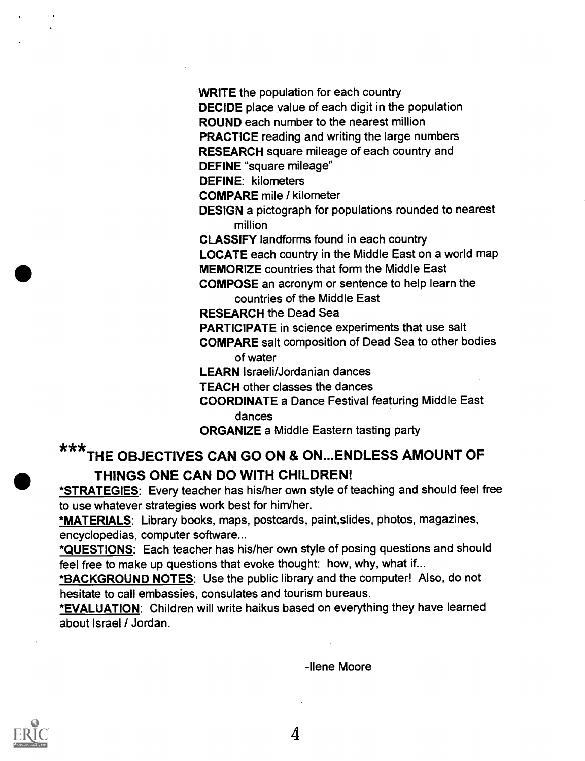**WRITE** the population for each country
**DECIDE** place value of each digit in the population
**ROUND** each number to the nearest million
**PRACTICE** reading and writing the large numbers
**RESEARCH** square mileage of each country and
**DEFINE** "square mileage"
**DEFINE**: kilometers
**COMPARE** mile / kilometer
**DESIGN** a pictograph for populations rounded to nearest million
**CLASSIFY** landforms found in each country
**LOCATE** each country in the Middle East on a world map
**MEMORIZE** countries that form the Middle East
**COMPOSE** an acronym or sentence to help learn the countries of the Middle East
**RESEARCH** the Dead Sea
**PARTICIPATE** in science experiments that use salt
**COMPARE** salt composition of Dead Sea to other bodies of water
**LEARN** Israeli/Jordanian dances
**TEACH** other classes the dances
**COORDINATE** a Dance Festival featuring Middle East dances
**ORGANIZE** a Middle Eastern tasting party

**\*\*\*THE OBJECTIVES CAN GO ON & ON...ENDLESS AMOUNT OF THINGS ONE CAN DO WITH CHILDREN!**

**\*STRATEGIES**: Every teacher has his/her own style of teaching and should feel free to use whatever strategies work best for him/her.

**\*MATERIALS**: Library books, maps, postcards, paint,slides, photos, magazines, encyclopedias, computer software...

**\*QUESTIONS**: Each teacher has his/her own style of posing questions and should feel free to make up questions that evoke thought: how, why, what if...

**\*BACKGROUND NOTES**: Use the public library and the computer! Also, do not hesitate to call embassies, consulates and tourism bureaus.

**\*EVALUATION**: Children will write haikus based on everything they have learned about Israel / Jordan.

-Ilene Moore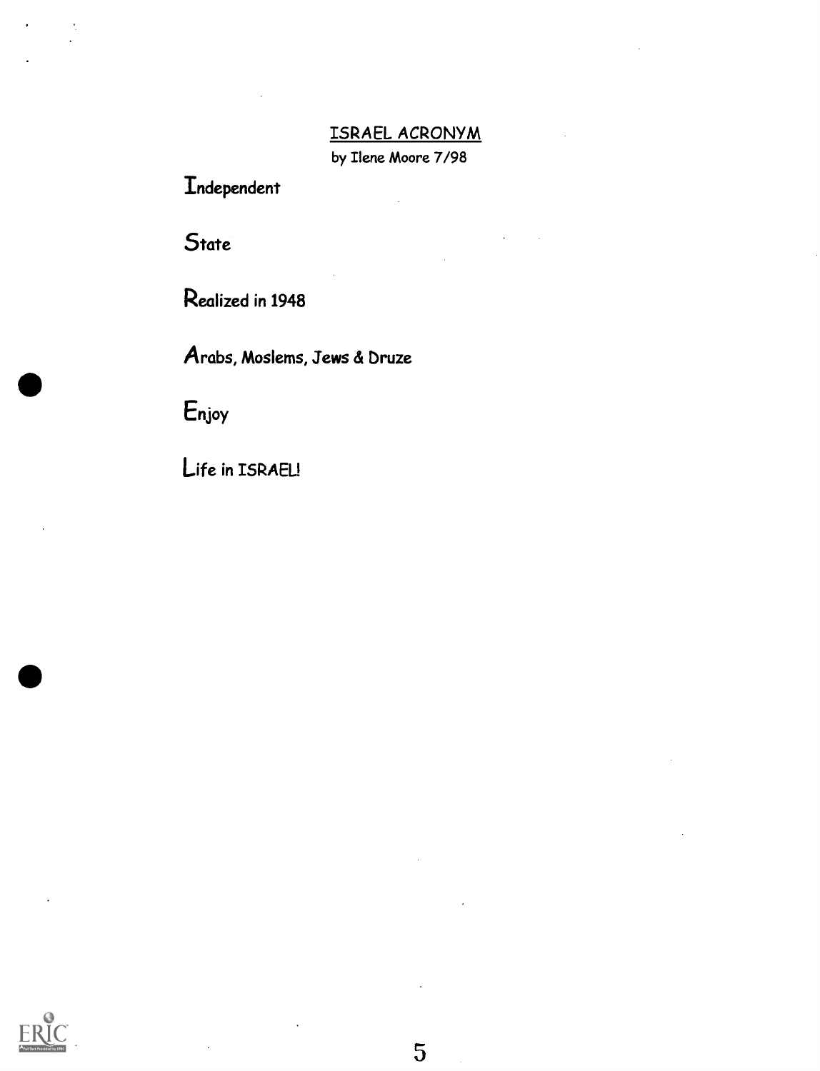## ISRAEL ACRONYM

by Ilene Moore 7/98

Independent

State

Realized in 1948

Arabs, Moslems, Jews & Druze

Enjoy

Life in ISRAEL!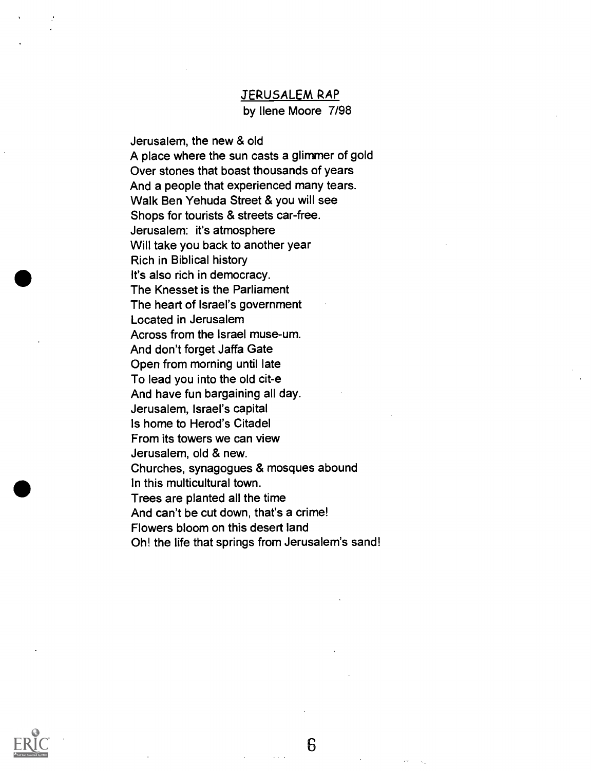## JERUSALEM RAP

by Ilene Moore 7/98

Jerusalem, the new & old  
A place where the sun casts a glimmer of gold  
Over stones that boast thousands of years  
And a people that experienced many tears.  
Walk Ben Yehuda Street & you will see  
Shops for tourists & streets car-free.  
Jerusalem: it's atmosphere  
Will take you back to another year  
Rich in Biblical history  
It's also rich in democracy.  
The Knesset is the Parliament  
The heart of Israel's government  
Located in Jerusalem  
Across from the Israel muse-um.  
And don't forget Jaffa Gate  
Open from morning until late  
To lead you into the old cit-e  
And have fun bargaining all day.  
Jerusalem, Israel's capital  
Is home to Herod's Citadel  
From its towers we can view  
Jerusalem, old & new.  
Churches, synagogues & mosques abound  
In this multicultural town.  
Trees are planted all the time  
And can't be cut down, that's a crime!  
Flowers bloom on this desert land  
Oh! the life that springs from Jerusalem's sand!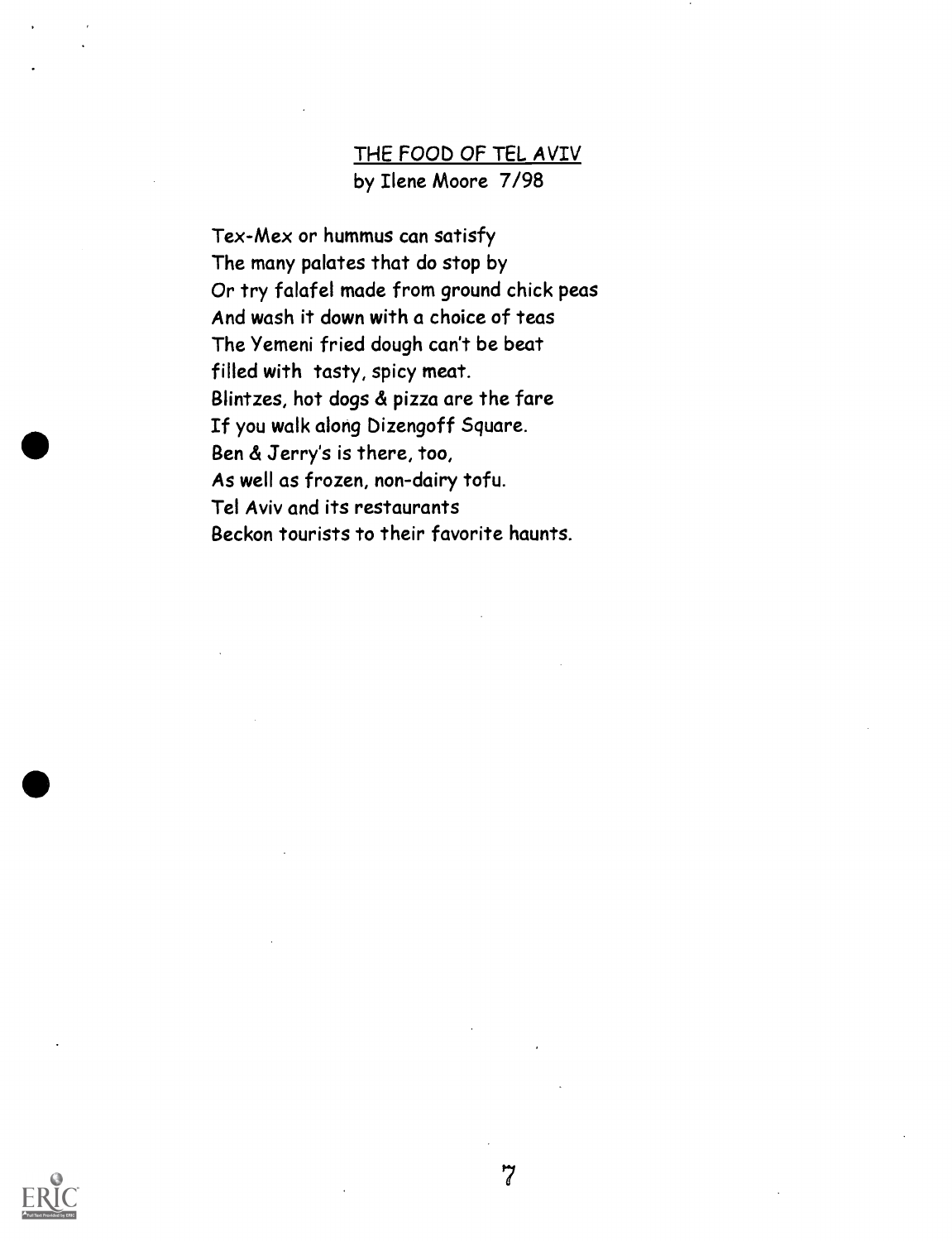## THE FOOD OF TEL AVIV

by Ilene Moore 7/98

Tex-Mex or hummus can satisfy
The many palates that do stop by
Or try falafel made from ground chick peas
And wash it down with a choice of teas
The Yemeni fried dough can't be beat
filled with tasty, spicy meat.
Blintzes, hot dogs & pizza are the fare
If you walk along Dizengoff Square.
Ben & Jerry's is there, too,
As well as frozen, non-dairy tofu.
Tel Aviv and its restaurants
Beckon tourists to their favorite haunts.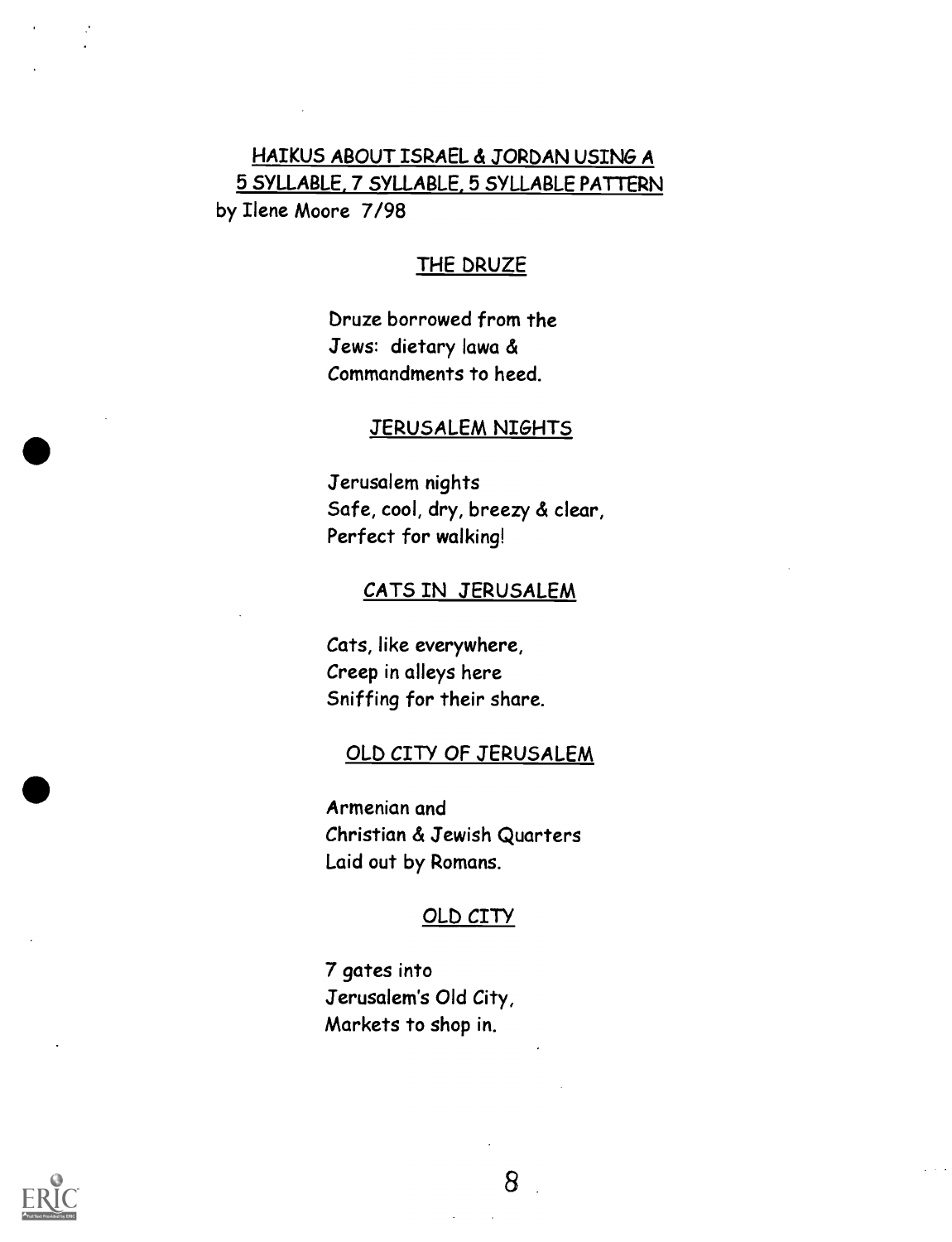## HAIKUS ABOUT ISRAEL & JORDAN USING A 5 SYLLABLE, 7 SYLLABLE, 5 SYLLABLE PATTERN

by Ilene Moore 7/98

### THE DRUZE

Druze borrowed from the
Jews: dietary lawa &
Commandments to heed.

### JERUSALEM NIGHTS

Jerusalem nights
Safe, cool, dry, breezy & clear,
Perfect for walking!

### CATS IN JERUSALEM

Cats, like everywhere,
Creep in alleys here
Sniffing for their share.

### OLD CITY OF JERUSALEM

Armenian and
Christian & Jewish Quarters
Laid out by Romans.

### OLD CITY

7 gates into
Jerusalem's Old City,
Markets to shop in.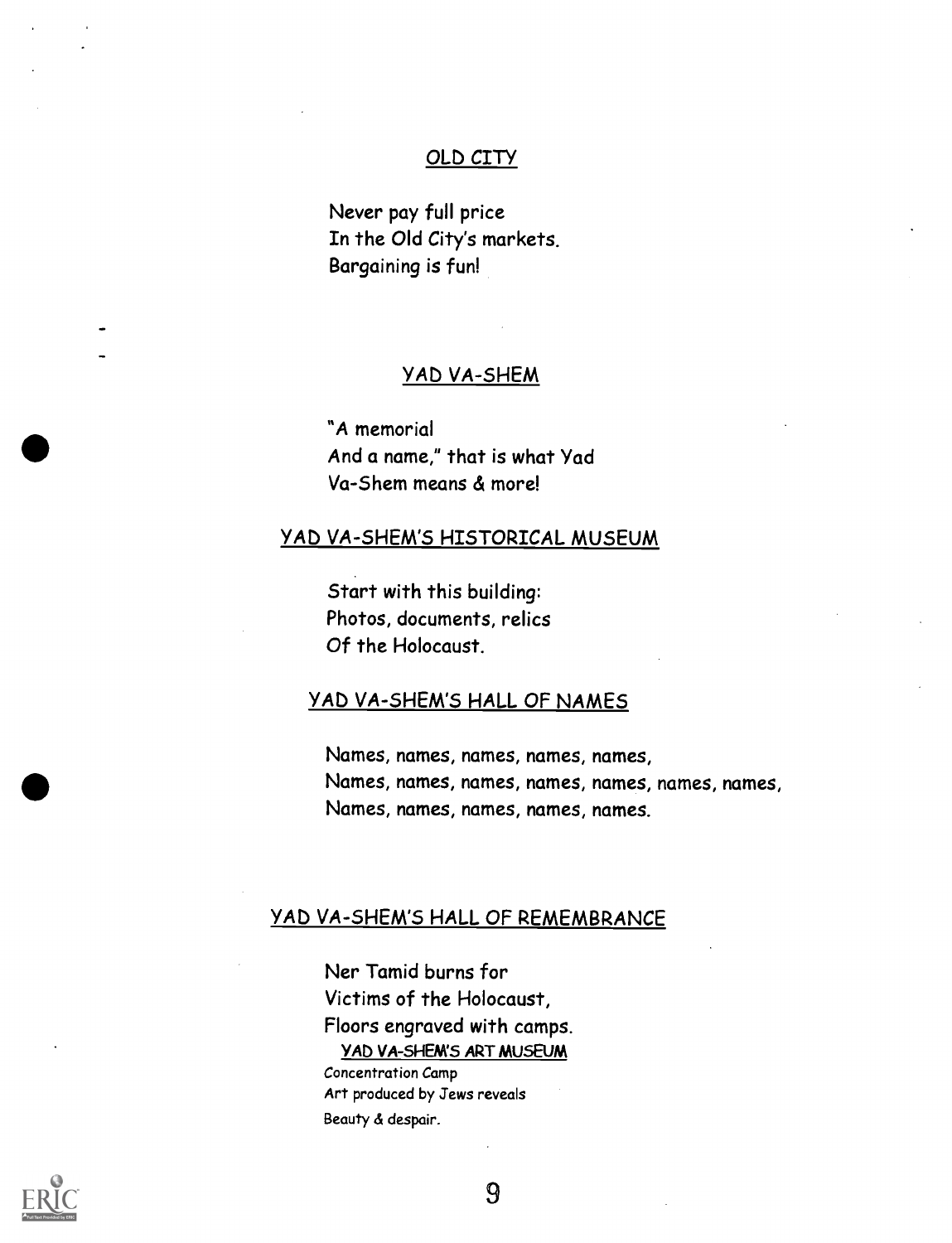## OLD CITY

Never pay full price
In the Old City's markets.
Bargaining is fun!

## YAD VA-SHEM

"A memorial
And a name," that is what Yad
Va-Shem means & more!

## YAD VA-SHEM'S HISTORICAL MUSEUM

Start with this building:
Photos, documents, relics
Of the Holocaust.

## YAD VA-SHEM'S HALL OF NAMES

Names, names, names, names, names,
Names, names, names, names, names, names, names,
Names, names, names, names, names.

## YAD VA-SHEM'S HALL OF REMEMBRANCE

Ner Tamid burns for
Victims of the Holocaust,
Floors engraved with camps.

## YAD VA-SHEM'S ART MUSEUM

Concentration Camp
Art produced by Jews reveals
Beauty & despair.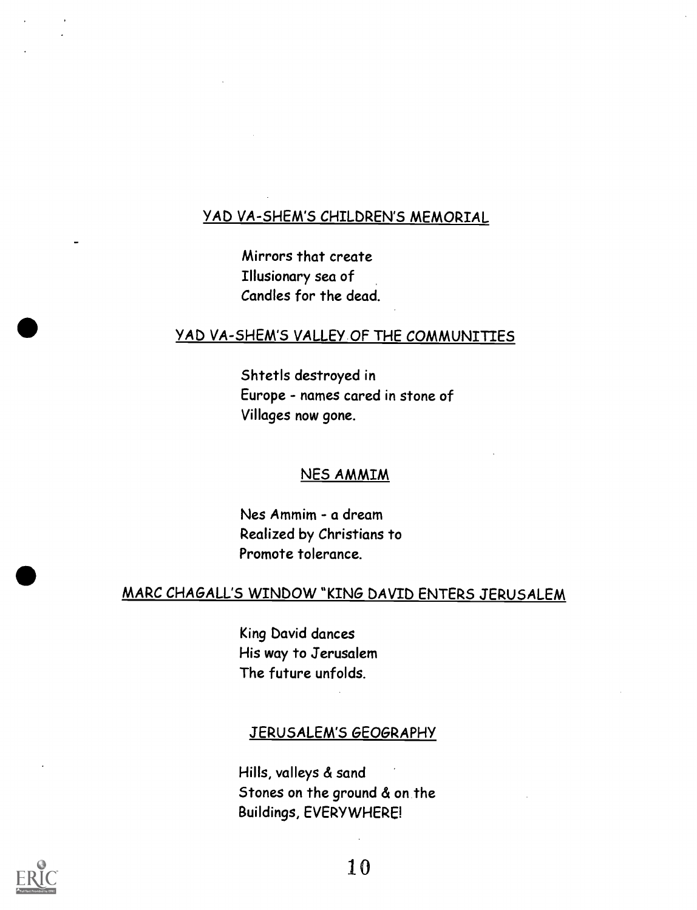## YAD VA-SHEM'S CHILDREN'S MEMORIAL

Mirrors that create
Illusionary sea of
Candles for the dead.

## YAD VA-SHEM'S VALLEY OF THE COMMUNITIES

Shtetls destroyed in
Europe - names cared in stone of
Villages now gone.

## NES AMMIM

Nes Ammim - a dream
Realized by Christians to
Promote tolerance.

## MARC CHAGALL'S WINDOW "KING DAVID ENTERS JERUSALEM

King David dances
His way to Jerusalem
The future unfolds.

## JERUSALEM'S GEOGRAPHY

Hills, valleys & sand
Stones on the ground & on the
Buildings, EVERYWHERE!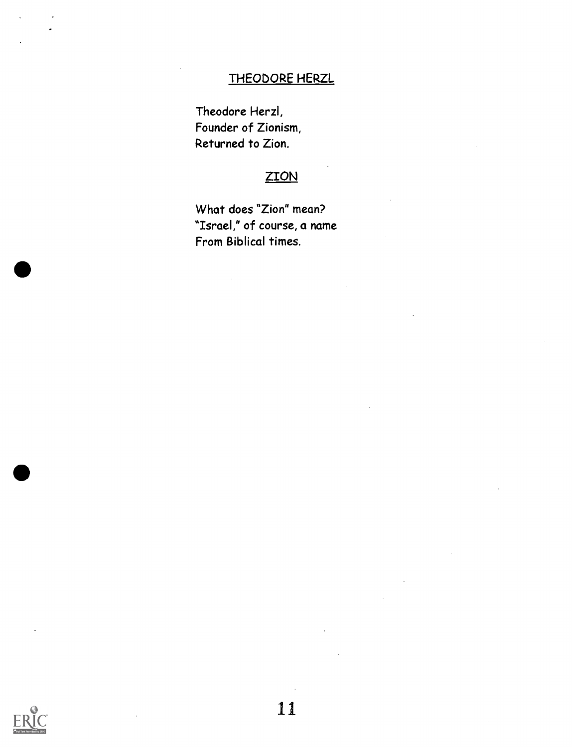## THEODORE HERZL

Theodore Herzl,
Founder of Zionism,
Returned to Zion.

## ZION

What does "Zion" mean?
"Israel," of course, a name
From Biblical times.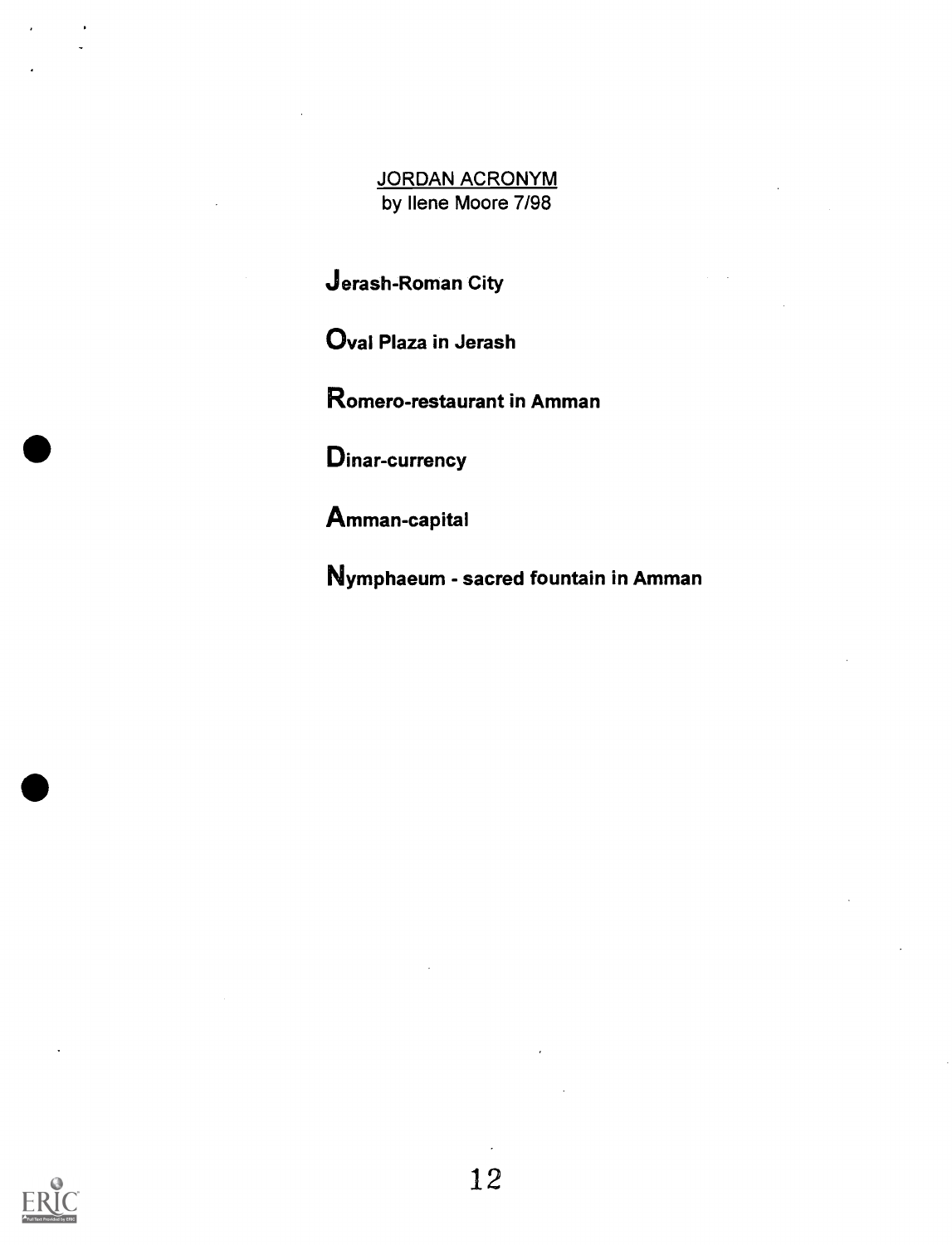# JORDAN ACRONYM

by Ilene Moore 7/98

**J**erash-Roman City

**O**val Plaza in Jerash

**R**omero-restaurant in Amman

**D**inar-currency

**A**mman-capital

**N**ymphaeum - sacred fountain in Amman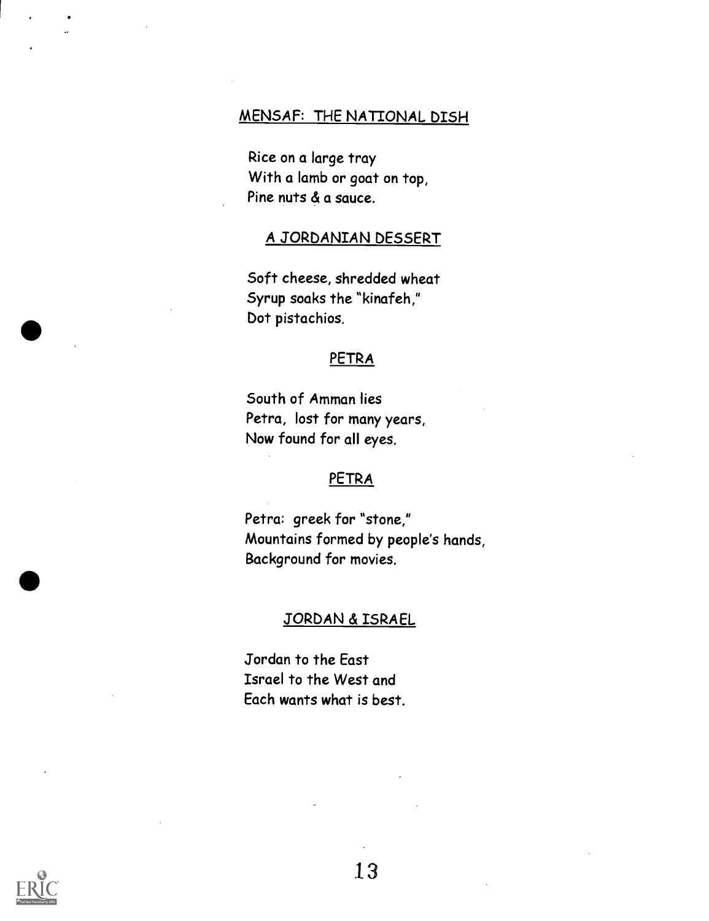## MENSAF: THE NATIONAL DISH

Rice on a large tray
With a lamb or goat on top,
Pine nuts & a sauce.

## A JORDANIAN DESSERT

Soft cheese, shredded wheat
Syrup soaks the "kinafeh,"
Dot pistachios.

## PETRA

South of Amman lies
Petra, lost for many years,
Now found for all eyes.

## PETRA

Petra: greek for "stone,"
Mountains formed by people's hands,
Background for movies.

## JORDAN & ISRAEL

Jordan to the East
Israel to the West and
Each wants what is best.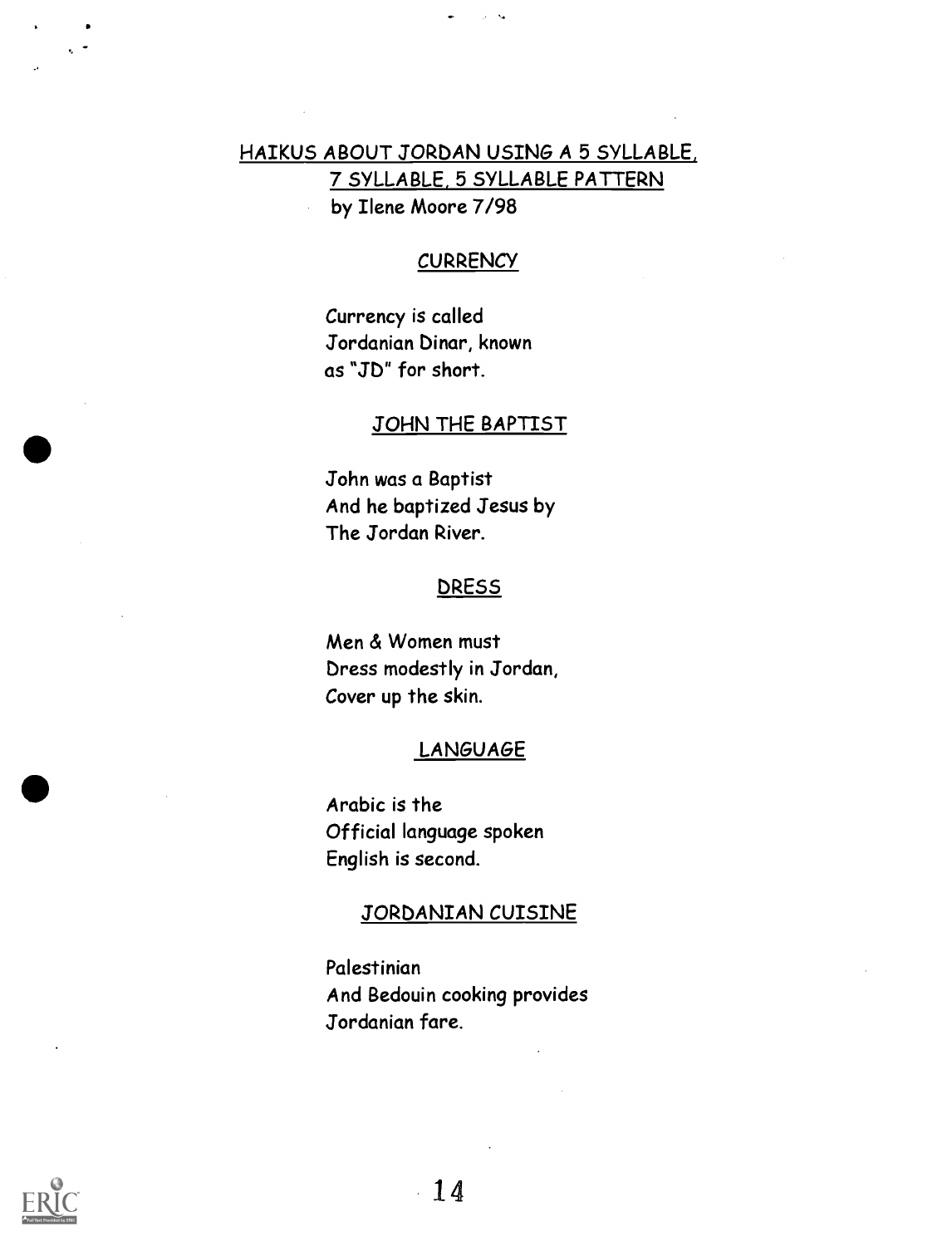## HAIKUS ABOUT JORDAN USING A 5 SYLLABLE, 7 SYLLABLE, 5 SYLLABLE PATTERN

by Ilene Moore 7/98

### CURRENCY

Currency is called
Jordanian Dinar, known
as "JD" for short.

### JOHN THE BAPTIST

John was a Baptist
And he baptized Jesus by
The Jordan River.

### DRESS

Men & Women must
Dress modestly in Jordan,
Cover up the skin.

### LANGUAGE

Arabic is the
Official language spoken
English is second.

### JORDANIAN CUISINE

Palestinian
And Bedouin cooking provides
Jordanian fare.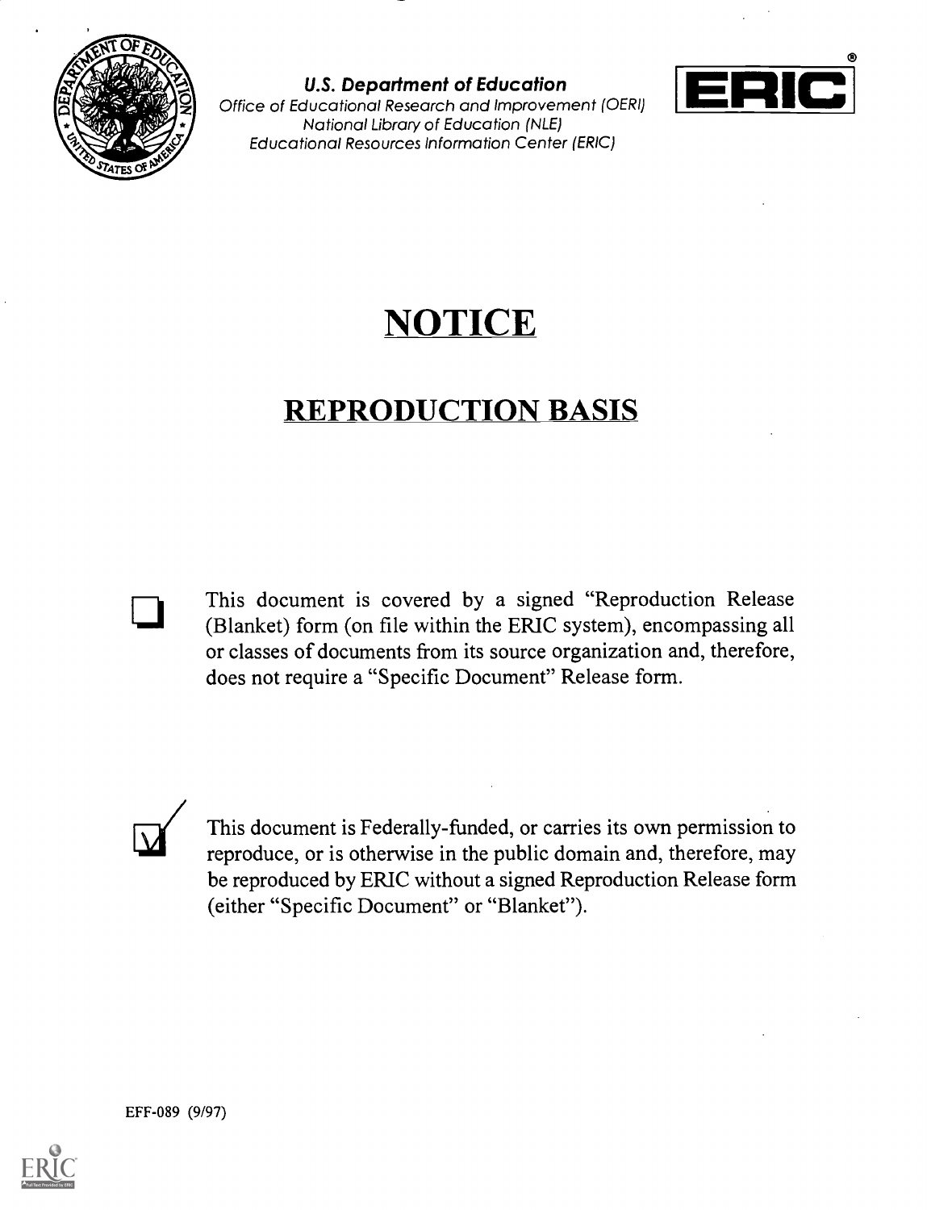**U.S. Department of Education**
*Office of Educational Research and Improvement (OERI)*
*National Library of Education (NLE)*
*Educational Resources Information Center (ERIC)*

ERIC®

# NOTICE

## REPRODUCTION BASIS

☐ This document is covered by a signed "Reproduction Release (Blanket) form (on file within the ERIC system), encompassing all or classes of documents from its source organization and, therefore, does not require a "Specific Document" Release form.

☑ This document is Federally-funded, or carries its own permission to reproduce, or is otherwise in the public domain and, therefore, may be reproduced by ERIC without a signed Reproduction Release form (either "Specific Document" or "Blanket").

EFF-089 (9/97)